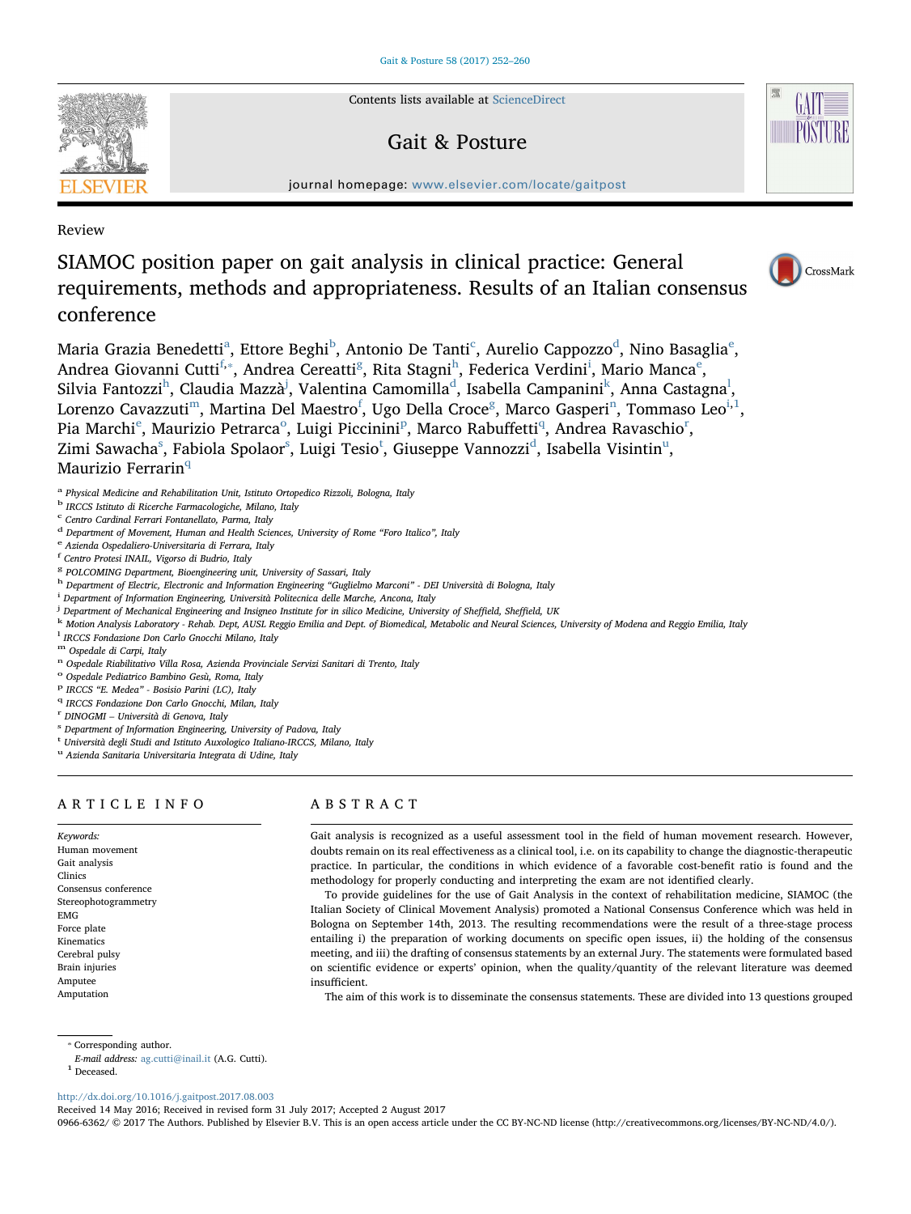Review

# SIAMOC position paper on gait analysis in clinical practice: General requirements, methods and appropriateness. Results of an Italian consensus conference

Maria Grazia Benedetti[a], Ettore Beghi[b], Antonio De Tanti[c], Aurelio Cappozzo[d], Nino Basaglia[e], Andrea Giovanni Cutti[f,*], Andrea Cereatti[g], Rita Stagni[h], Federica Verdini[i], Mario Manca[e], Silvia Fantozzi[h], Claudia Mazzà[j], Valentina Camomilla[d], Isabella Campanini[k], Anna Castagna[l], Lorenzo Cavazzuti[m], Martina Del Maestro[f], Ugo Della Croce[g], Marco Gasperi[n], Tommaso Leo[i,1], Pia Marchi[e], Maurizio Petrarca[o], Luigi Piccinini[p], Marco Rabuffetti[q], Andrea Ravaschio[r], Zimi Sawacha[s], Fabiola Spolaor[s], Luigi Tesio[t], Giuseppe Vannozzi[d], Isabella Visintin[u], Maurizio Ferrarin[q]

[a] Physical Medicine and Rehabilitation Unit, Istituto Ortopedico Rizzoli, Bologna, Italy
[b] IRCCS Istituto di Ricerche Farmacologiche, Milano, Italy
[c] Centro Cardinal Ferrari Fontanellato, Parma, Italy
[d] Department of Movement, Human and Health Sciences, University of Rome "Foro Italico", Italy
[e] Azienda Ospedaliero-Universitaria di Ferrara, Italy
[f] Centro Protesi INAIL, Vigorso di Budrio, Italy
[g] POLCOMING Department, Bioengineering unit, University of Sassari, Italy
[h] Department of Electric, Electronic and Information Engineering "Guglielmo Marconi" - DEI Università di Bologna, Italy
[i] Department of Information Engineering, Università Politecnica delle Marche, Ancona, Italy
[j] Department of Mechanical Engineering and Insigneo Institute for in silico Medicine, University of Sheffield, Sheffield, UK
[k] Motion Analysis Laboratory - Rehab. Dept, AUSL Reggio Emilia and Dept. of Biomedical, Metabolic and Neural Sciences, University of Modena and Reggio Emilia, Italy
[l] IRCCS Fondazione Don Carlo Gnocchi Milano, Italy
[m] Ospedale di Carpi, Italy
[n] Ospedale Riabilitativo Villa Rosa, Azienda Provinciale Servizi Sanitari di Trento, Italy
[o] Ospedale Pediatrico Bambino Gesù, Roma, Italy
[p] IRCCS "E. Medea" - Bosisio Parini (LC), Italy
[q] IRCCS Fondazione Don Carlo Gnocchi, Milan, Italy
[r] DINOGMI – Università di Genova, Italy
[s] Department of Information Engineering, University of Padova, Italy
[t] Università degli Studi and Istituto Auxologico Italiano-IRCCS, Milano, Italy
[u] Azienda Sanitaria Universitaria Integrata di Udine, Italy

## ARTICLE INFO

*Keywords:*
Human movement
Gait analysis
Clinics
Consensus conference
Stereophotogrammetry
EMG
Force plate
Kinematics
Cerebral pulsy
Brain injuries
Amputee
Amputation

## ABSTRACT

Gait analysis is recognized as a useful assessment tool in the field of human movement research. However, doubts remain on its real effectiveness as a clinical tool, i.e. on its capability to change the diagnostic-therapeutic practice. In particular, the conditions in which evidence of a favorable cost-benefit ratio is found and the methodology for properly conducting and interpreting the exam are not identified clearly.

To provide guidelines for the use of Gait Analysis in the context of rehabilitation medicine, SIAMOC (the Italian Society of Clinical Movement Analysis) promoted a National Consensus Conference which was held in Bologna on September 14th, 2013. The resulting recommendations were the result of a three-stage process entailing i) the preparation of working documents on specific open issues, ii) the holding of the consensus meeting, and iii) the drafting of consensus statements by an external Jury. The statements were formulated based on scientific evidence or experts' opinion, when the quality/quantity of the relevant literature was deemed insufficient.

The aim of this work is to disseminate the consensus statements. These are divided into 13 questions grouped

* Corresponding author.
*E-mail address:* ag.cutti@inail.it (A.G. Cutti).
[1] Deceased.

http://dx.doi.org/10.1016/j.gaitpost.2017.08.003
Received 14 May 2016; Received in revised form 31 July 2017; Accepted 2 August 2017
0966-6362/ © 2017 The Authors. Published by Elsevier B.V. This is an open access article under the CC BY-NC-ND license (http://creativecommons.org/licenses/BY-NC-ND/4.0/).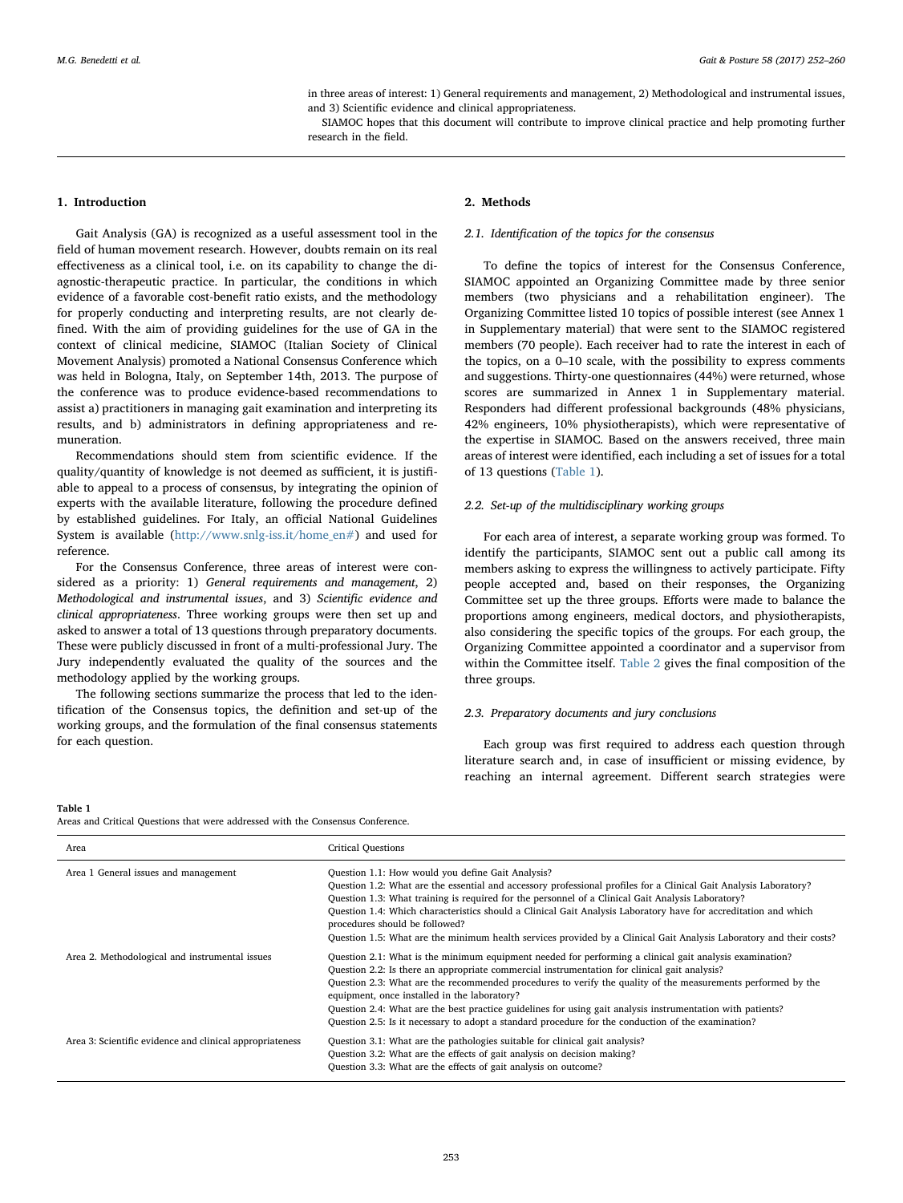in three areas of interest: 1) General requirements and management, 2) Methodological and instrumental issues, and 3) Scientific evidence and clinical appropriateness.

SIAMOC hopes that this document will contribute to improve clinical practice and help promoting further research in the field.

## 1. Introduction

Gait Analysis (GA) is recognized as a useful assessment tool in the field of human movement research. However, doubts remain on its real effectiveness as a clinical tool, i.e. on its capability to change the diagnostic-therapeutic practice. In particular, the conditions in which evidence of a favorable cost-benefit ratio exists, and the methodology for properly conducting and interpreting results, are not clearly defined. With the aim of providing guidelines for the use of GA in the context of clinical medicine, SIAMOC (Italian Society of Clinical Movement Analysis) promoted a National Consensus Conference which was held in Bologna, Italy, on September 14th, 2013. The purpose of the conference was to produce evidence-based recommendations to assist a) practitioners in managing gait examination and interpreting its results, and b) administrators in defining appropriateness and remuneration.

Recommendations should stem from scientific evidence. If the quality/quantity of knowledge is not deemed as sufficient, it is justifiable to appeal to a process of consensus, by integrating the opinion of experts with the available literature, following the procedure defined by established guidelines. For Italy, an official National Guidelines System is available (http://www.snlg-iss.it/home_en#) and used for reference.

For the Consensus Conference, three areas of interest were considered as a priority: 1) *General requirements and management*, 2) *Methodological and instrumental issues*, and 3) *Scientific evidence and clinical appropriateness*. Three working groups were then set up and asked to answer a total of 13 questions through preparatory documents. These were publicly discussed in front of a multi-professional Jury. The Jury independently evaluated the quality of the sources and the methodology applied by the working groups.

The following sections summarize the process that led to the identification of the Consensus topics, the definition and set-up of the working groups, and the formulation of the final consensus statements for each question.

## 2. Methods

### 2.1. Identification of the topics for the consensus

To define the topics of interest for the Consensus Conference, SIAMOC appointed an Organizing Committee made by three senior members (two physicians and a rehabilitation engineer). The Organizing Committee listed 10 topics of possible interest (see Annex 1 in Supplementary material) that were sent to the SIAMOC registered members (70 people). Each receiver had to rate the interest in each of the topics, on a 0–10 scale, with the possibility to express comments and suggestions. Thirty-one questionnaires (44%) were returned, whose scores are summarized in Annex 1 in Supplementary material. Responders had different professional backgrounds (48% physicians, 42% engineers, 10% physiotherapists), which were representative of the expertise in SIAMOC. Based on the answers received, three main areas of interest were identified, each including a set of issues for a total of 13 questions (Table 1).

### 2.2. Set-up of the multidisciplinary working groups

For each area of interest, a separate working group was formed. To identify the participants, SIAMOC sent out a public call among its members asking to express the willingness to actively participate. Fifty people accepted and, based on their responses, the Organizing Committee set up the three groups. Efforts were made to balance the proportions among engineers, medical doctors, and physiotherapists, also considering the specific topics of the groups. For each group, the Organizing Committee appointed a coordinator and a supervisor from within the Committee itself. Table 2 gives the final composition of the three groups.

### 2.3. Preparatory documents and jury conclusions

Each group was first required to address each question through literature search and, in case of insufficient or missing evidence, by reaching an internal agreement. Different search strategies were

**Table 1**
Areas and Critical Questions that were addressed with the Consensus Conference.

| Area | Critical Questions |
|---|---|
| Area 1 General issues and management | Question 1.1: How would you define Gait Analysis?<br>Question 1.2: What are the essential and accessory professional profiles for a Clinical Gait Analysis Laboratory?<br>Question 1.3: What training is required for the personnel of a Clinical Gait Analysis Laboratory?<br>Question 1.4: Which characteristics should a Clinical Gait Analysis Laboratory have for accreditation and which procedures should be followed?<br>Question 1.5: What are the minimum health services provided by a Clinical Gait Analysis Laboratory and their costs? |
| Area 2. Methodological and instrumental issues | Question 2.1: What is the minimum equipment needed for performing a clinical gait analysis examination?<br>Question 2.2: Is there an appropriate commercial instrumentation for clinical gait analysis?<br>Question 2.3: What are the recommended procedures to verify the quality of the measurements performed by the equipment, once installed in the laboratory?<br>Question 2.4: What are the best practice guidelines for using gait analysis instrumentation with patients?<br>Question 2.5: Is it necessary to adopt a standard procedure for the conduction of the examination? |
| Area 3: Scientific evidence and clinical appropriateness | Question 3.1: What are the pathologies suitable for clinical gait analysis?<br>Question 3.2: What are the effects of gait analysis on decision making?<br>Question 3.3: What are the effects of gait analysis on outcome? |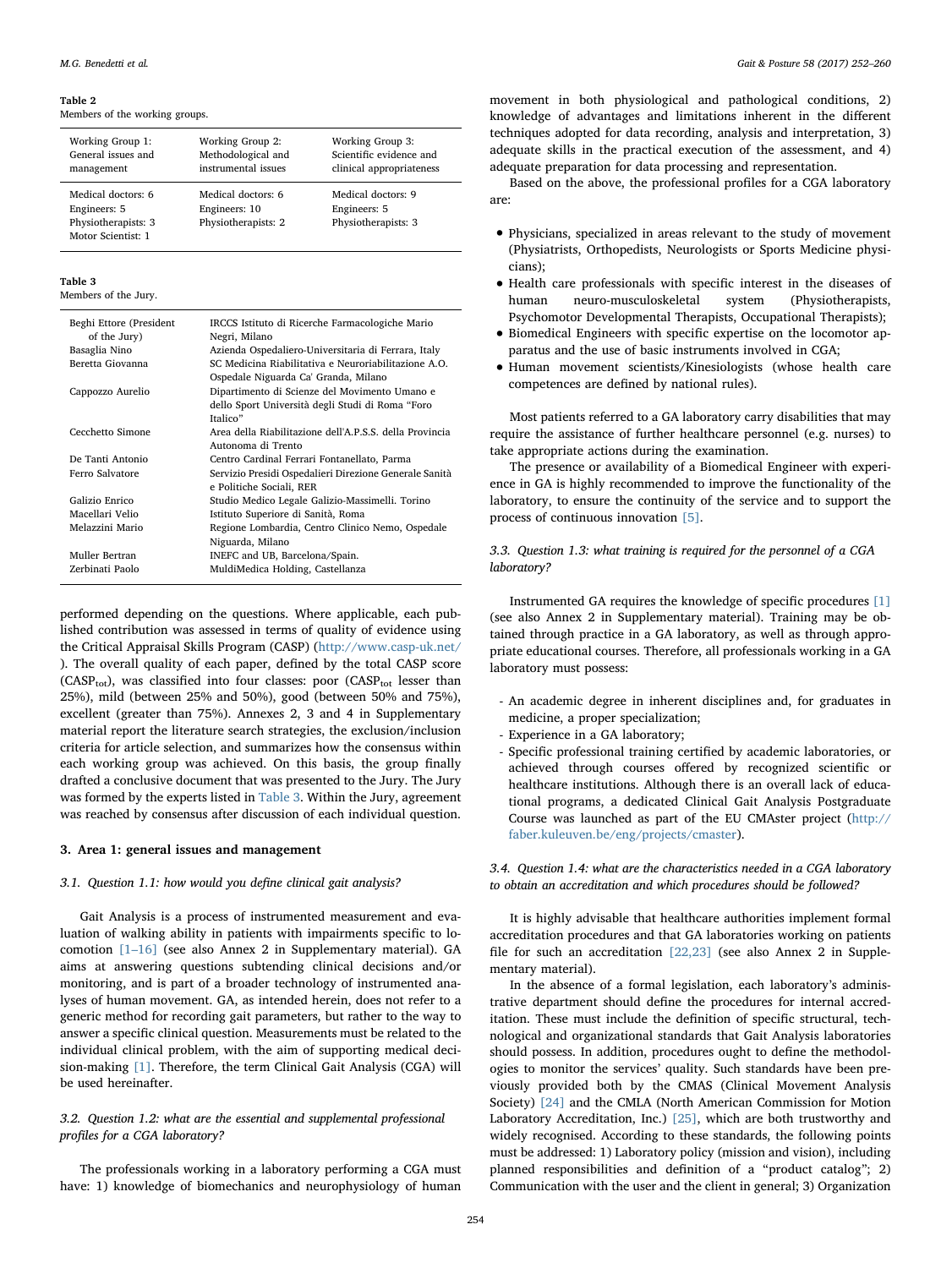**Table 2**
Members of the working groups.

| Working Group 1: General issues and management | Working Group 2: Methodological and instrumental issues | Working Group 3: Scientific evidence and clinical appropriateness |
|---|---|---|
| Medical doctors: 6<br>Engineers: 5<br>Physiotherapists: 3<br>Motor Scientist: 1 | Medical doctors: 6<br>Engineers: 10<br>Physiotherapists: 2 | Medical doctors: 9<br>Engineers: 5<br>Physiotherapists: 3 |

**Table 3**
Members of the Jury.

| | |
|---|---|
| Beghi Ettore (President of the Jury) | IRCCS Istituto di Ricerche Farmacologiche Mario Negri, Milano |
| Basaglia Nino | Azienda Ospedaliero-Universitaria di Ferrara, Italy |
| Beretta Giovanna | SC Medicina Riabilitativa e Neuroriabilitazione A.O. Ospedale Niguarda Ca' Granda, Milano |
| Cappozzo Aurelio | Dipartimento di Scienze del Movimento Umano e dello Sport Università degli Studi di Roma "Foro Italico" |
| Cecchetto Simone | Area della Riabilitazione dell'A.P.S.S. della Provincia Autonoma di Trento |
| De Tanti Antonio | Centro Cardinal Ferrari Fontanellato, Parma |
| Ferro Salvatore | Servizio Presidi Ospedalieri Direzione Generale Sanità e Politiche Sociali, RER |
| Galizio Enrico | Studio Medico Legale Galizio-Massimelli. Torino |
| Macellari Velio | Istituto Superiore di Sanità, Roma |
| Melazzini Mario | Regione Lombardia, Centro Clinico Nemo, Ospedale Niguarda, Milano |
| Muller Bertran | INEFC and UB, Barcelona/Spain. |
| Zerbinati Paolo | MuldiMedica Holding, Castellanza |

performed depending on the questions. Where applicable, each published contribution was assessed in terms of quality of evidence using the Critical Appraisal Skills Program (CASP) (http://www.casp-uk.net/). The overall quality of each paper, defined by the total CASP score ($CASP_{tot}$), was classified into four classes: poor ($CASP_{tot}$ lesser than 25%), mild (between 25% and 50%), good (between 50% and 75%), excellent (greater than 75%). Annexes 2, 3 and 4 in Supplementary material report the literature search strategies, the exclusion/inclusion criteria for article selection, and summarizes how the consensus within each working group was achieved. On this basis, the group finally drafted a conclusive document that was presented to the Jury. The Jury was formed by the experts listed in Table 3. Within the Jury, agreement was reached by consensus after discussion of each individual question.

## 3. Area 1: general issues and management

### 3.1. Question 1.1: how would you define clinical gait analysis?

Gait Analysis is a process of instrumented measurement and evaluation of walking ability in patients with impairments specific to locomotion [1–16] (see also Annex 2 in Supplementary material). GA aims at answering questions subtending clinical decisions and/or monitoring, and is part of a broader technology of instrumented analyses of human movement. GA, as intended herein, does not refer to a generic method for recording gait parameters, but rather to the way to answer a specific clinical question. Measurements must be related to the individual clinical problem, with the aim of supporting medical decision-making [1]. Therefore, the term Clinical Gait Analysis (CGA) will be used hereinafter.

### 3.2. Question 1.2: what are the essential and supplemental professional profiles for a CGA laboratory?

The professionals working in a laboratory performing a CGA must have: 1) knowledge of biomechanics and neurophysiology of human movement in both physiological and pathological conditions, 2) knowledge of advantages and limitations inherent in the different techniques adopted for data recording, analysis and interpretation, 3) adequate skills in the practical execution of the assessment, and 4) adequate preparation for data processing and representation.

Based on the above, the professional profiles for a CGA laboratory are:

- Physicians, specialized in areas relevant to the study of movement (Physiatrists, Orthopedists, Neurologists or Sports Medicine physicians);
- Health care professionals with specific interest in the diseases of human neuro-musculoskeletal system (Physiotherapists, Psychomotor Developmental Therapists, Occupational Therapists);
- Biomedical Engineers with specific expertise on the locomotor apparatus and the use of basic instruments involved in CGA;
- Human movement scientists/Kinesiologists (whose health care competences are defined by national rules).

Most patients referred to a GA laboratory carry disabilities that may require the assistance of further healthcare personnel (e.g. nurses) to take appropriate actions during the examination.

The presence or availability of a Biomedical Engineer with experience in GA is highly recommended to improve the functionality of the laboratory, to ensure the continuity of the service and to support the process of continuous innovation [5].

### 3.3. Question 1.3: what training is required for the personnel of a CGA laboratory?

Instrumented GA requires the knowledge of specific procedures [1] (see also Annex 2 in Supplementary material). Training may be obtained through practice in a GA laboratory, as well as through appropriate educational courses. Therefore, all professionals working in a GA laboratory must possess:

- An academic degree in inherent disciplines and, for graduates in medicine, a proper specialization;
- Experience in a GA laboratory;
- Specific professional training certified by academic laboratories, or achieved through courses offered by recognized scientific or healthcare institutions. Although there is an overall lack of educational programs, a dedicated Clinical Gait Analysis Postgraduate Course was launched as part of the EU CMAster project (http://faber.kuleuven.be/eng/projects/cmaster).

### 3.4. Question 1.4: what are the characteristics needed in a CGA laboratory to obtain an accreditation and which procedures should be followed?

It is highly advisable that healthcare authorities implement formal accreditation procedures and that GA laboratories working on patients file for such an accreditation [22,23] (see also Annex 2 in Supplementary material).

In the absence of a formal legislation, each laboratory's administrative department should define the procedures for internal accreditation. These must include the definition of specific structural, technological and organizational standards that Gait Analysis laboratories should possess. In addition, procedures ought to define the methodologies to monitor the services' quality. Such standards have been previously provided both by the CMAS (Clinical Movement Analysis Society) [24] and the CMLA (North American Commission for Motion Laboratory Accreditation, Inc.) [25], which are both trustworthy and widely recognised. According to these standards, the following points must be addressed: 1) Laboratory policy (mission and vision), including planned responsibilities and definition of a "product catalog"; 2) Communication with the user and the client in general; 3) Organization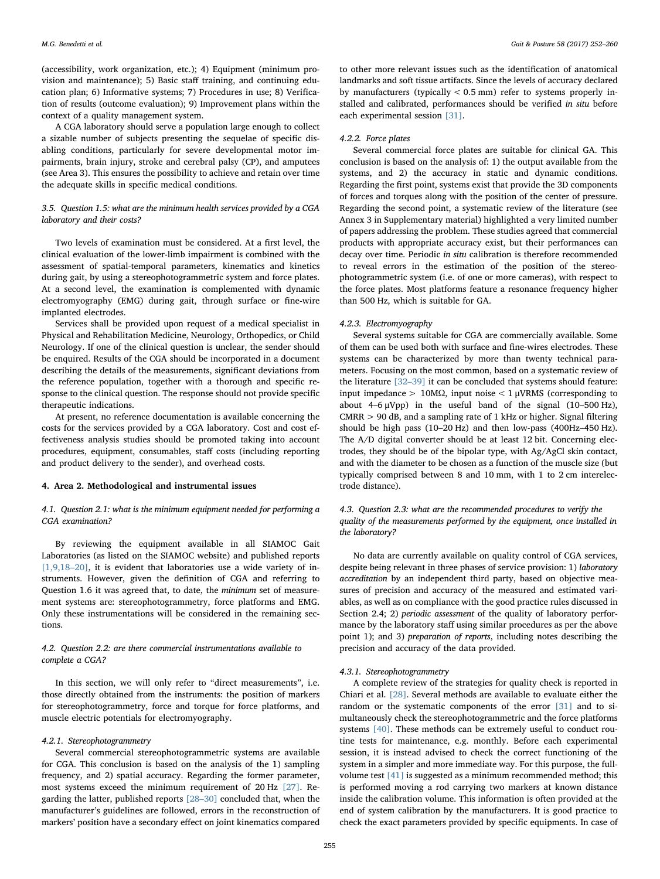(accessibility, work organization, etc.); 4) Equipment (minimum provision and maintenance); 5) Basic staff training, and continuing education plan; 6) Informative systems; 7) Procedures in use; 8) Verification of results (outcome evaluation); 9) Improvement plans within the context of a quality management system.

A CGA laboratory should serve a population large enough to collect a sizable number of subjects presenting the sequelae of specific disabling conditions, particularly for severe developmental motor impairments, brain injury, stroke and cerebral palsy (CP), and amputees (see Area 3). This ensures the possibility to achieve and retain over time the adequate skills in specific medical conditions.

### 3.5. Question 1.5: what are the minimum health services provided by a CGA laboratory and their costs?

Two levels of examination must be considered. At a first level, the clinical evaluation of the lower-limb impairment is combined with the assessment of spatial-temporal parameters, kinematics and kinetics during gait, by using a stereophotogrammetric system and force plates. At a second level, the examination is complemented with dynamic electromyography (EMG) during gait, through surface or fine-wire implanted electrodes.

Services shall be provided upon request of a medical specialist in Physical and Rehabilitation Medicine, Neurology, Orthopedics, or Child Neurology. If one of the clinical question is unclear, the sender should be enquired. Results of the CGA should be incorporated in a document describing the details of the measurements, significant deviations from the reference population, together with a thorough and specific response to the clinical question. The response should not provide specific therapeutic indications.

At present, no reference documentation is available concerning the costs for the services provided by a CGA laboratory. Cost and cost effectiveness analysis studies should be promoted taking into account procedures, equipment, consumables, staff costs (including reporting and product delivery to the sender), and overhead costs.

## 4. Area 2. Methodological and instrumental issues

### 4.1. Question 2.1: what is the minimum equipment needed for performing a CGA examination?

By reviewing the equipment available in all SIAMOC Gait Laboratories (as listed on the SIAMOC website) and published reports [1,9,18–20], it is evident that laboratories use a wide variety of instruments. However, given the definition of CGA and referring to Question 1.6 it was agreed that, to date, the *minimum* set of measurement systems are: stereophotogrammetry, force platforms and EMG. Only these instrumentations will be considered in the remaining sections.

### 4.2. Question 2.2: are there commercial instrumentations available to complete a CGA?

In this section, we will only refer to “direct measurements”, i.e. those directly obtained from the instruments: the position of markers for stereophotogrammetry, force and torque for force platforms, and muscle electric potentials for electromyography.

#### 4.2.1. Stereophotogrammetry

Several commercial stereophotogrammetric systems are available for CGA. This conclusion is based on the analysis of the 1) sampling frequency, and 2) spatial accuracy. Regarding the former parameter, most systems exceed the minimum requirement of 20 Hz [27]. Regarding the latter, published reports [28–30] concluded that, when the manufacturer's guidelines are followed, errors in the reconstruction of markers' position have a secondary effect on joint kinematics compared to other more relevant issues such as the identification of anatomical landmarks and soft tissue artifacts. Since the levels of accuracy declared by manufacturers (typically < 0.5 mm) refer to systems properly installed and calibrated, performances should be verified *in situ* before each experimental session [31].

#### 4.2.2. Force plates

Several commercial force plates are suitable for clinical GA. This conclusion is based on the analysis of: 1) the output available from the systems, and 2) the accuracy in static and dynamic conditions. Regarding the first point, systems exist that provide the 3D components of forces and torques along with the position of the center of pressure. Regarding the second point, a systematic review of the literature (see Annex 3 in Supplementary material) highlighted a very limited number of papers addressing the problem. These studies agreed that commercial products with appropriate accuracy exist, but their performances can decay over time. Periodic *in situ* calibration is therefore recommended to reveal errors in the estimation of the position of the stereophotogrammetric system (i.e. of one or more cameras), with respect to the force plates. Most platforms feature a resonance frequency higher than 500 Hz, which is suitable for GA.

#### 4.2.3. Electromyography

Several systems suitable for CGA are commercially available. Some of them can be used both with surface and fine-wires electrodes. These systems can be characterized by more than twenty technical parameters. Focusing on the most common, based on a systematic review of the literature [32–39] it can be concluded that systems should feature: input impedance > 10MΩ, input noise < 1 μVRMS (corresponding to about 4–6 μVpp) in the useful band of the signal (10–500 Hz), CMRR > 90 dB, and a sampling rate of 1 kHz or higher. Signal filtering should be high pass (10–20 Hz) and then low-pass (400Hz–450 Hz). The A/D digital converter should be at least 12 bit. Concerning electrodes, they should be of the bipolar type, with Ag/AgCl skin contact, and with the diameter to be chosen as a function of the muscle size (but typically comprised between 8 and 10 mm, with 1 to 2 cm interelectrode distance).

### 4.3. Question 2.3: what are the recommended procedures to verify the quality of the measurements performed by the equipment, once installed in the laboratory?

No data are currently available on quality control of CGA services, despite being relevant in three phases of service provision: 1) *laboratory accreditation* by an independent third party, based on objective measures of precision and accuracy of the measured and estimated variables, as well as on compliance with the good practice rules discussed in Section 2.4; 2) *periodic assessment* of the quality of laboratory performance by the laboratory staff using similar procedures as per the above point 1); and 3) *preparation of reports*, including notes describing the precision and accuracy of the data provided.

#### 4.3.1. Stereophotogrammetry

A complete review of the strategies for quality check is reported in Chiari et al. [28]. Several methods are available to evaluate either the random or the systematic components of the error [31] and to simultaneously check the stereophotogrammetric and the force platforms systems [40]. These methods can be extremely useful to conduct routine tests for maintenance, e.g. monthly. Before each experimental session, it is instead advised to check the correct functioning of the system in a simpler and more immediate way. For this purpose, the full-volume test [41] is suggested as a minimum recommended method; this is performed moving a rod carrying two markers at known distance inside the calibration volume. This information is often provided at the end of system calibration by the manufacturers. It is good practice to check the exact parameters provided by specific equipments. In case of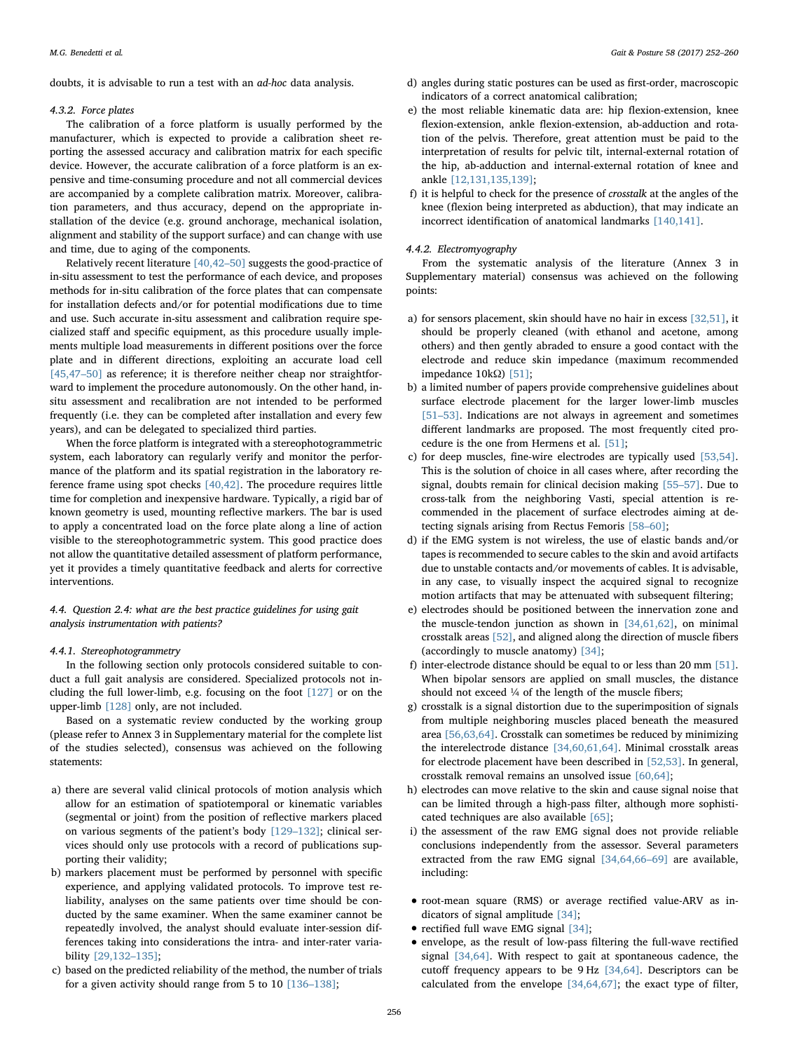doubts, it is advisable to run a test with an *ad-hoc* data analysis.

#### 4.3.2. Force plates

The calibration of a force platform is usually performed by the manufacturer, which is expected to provide a calibration sheet reporting the assessed accuracy and calibration matrix for each specific device. However, the accurate calibration of a force platform is an expensive and time-consuming procedure and not all commercial devices are accompanied by a complete calibration matrix. Moreover, calibration parameters, and thus accuracy, depend on the appropriate installation of the device (e.g. ground anchorage, mechanical isolation, alignment and stability of the support surface) and can change with use and time, due to aging of the components.

Relatively recent literature [40,42–50] suggests the good-practice of in-situ assessment to test the performance of each device, and proposes methods for in-situ calibration of the force plates that can compensate for installation defects and/or for potential modifications due to time and use. Such accurate in-situ assessment and calibration require specialized staff and specific equipment, as this procedure usually implements multiple load measurements in different positions over the force plate and in different directions, exploiting an accurate load cell [45,47–50] as reference; it is therefore neither cheap nor straightforward to implement the procedure autonomously. On the other hand, in-situ assessment and recalibration are not intended to be performed frequently (i.e. they can be completed after installation and every few years), and can be delegated to specialized third parties.

When the force platform is integrated with a stereophotogrammetric system, each laboratory can regularly verify and monitor the performance of the platform and its spatial registration in the laboratory reference frame using spot checks [40,42]. The procedure requires little time for completion and inexpensive hardware. Typically, a rigid bar of known geometry is used, mounting reflective markers. The bar is used to apply a concentrated load on the force plate along a line of action visible to the stereophotogrammetric system. This good practice does not allow the quantitative detailed assessment of platform performance, yet it provides a timely quantitative feedback and alerts for corrective interventions.

### 4.4. Question 2.4: what are the best practice guidelines for using gait analysis instrumentation with patients?

#### 4.4.1. Stereophotogrammetry

In the following section only protocols considered suitable to conduct a full gait analysis are considered. Specialized protocols not including the full lower-limb, e.g. focusing on the foot [127] or on the upper-limb [128] only, are not included.

Based on a systematic review conducted by the working group (please refer to Annex 3 in Supplementary material for the complete list of the studies selected), consensus was achieved on the following statements:

a) there are several valid clinical protocols of motion analysis which allow for an estimation of spatiotemporal or kinematic variables (segmental or joint) from the position of reflective markers placed on various segments of the patient's body [129–132]; clinical services should only use protocols with a record of publications supporting their validity;
b) markers placement must be performed by personnel with specific experience, and applying validated protocols. To improve test reliability, analyses on the same patients over time should be conducted by the same examiner. When the same examiner cannot be repeatedly involved, the analyst should evaluate inter-session differences taking into considerations the intra- and inter-rater variability [29,132–135];
c) based on the predicted reliability of the method, the number of trials for a given activity should range from 5 to 10 [136–138];
d) angles during static postures can be used as first-order, macroscopic indicators of a correct anatomical calibration;
e) the most reliable kinematic data are: hip flexion-extension, knee flexion-extension, ankle flexion-extension, ab-adduction and rotation of the pelvis. Therefore, great attention must be paid to the interpretation of results for pelvic tilt, internal-external rotation of the hip, ab-adduction and internal-external rotation of knee and ankle [12,131,135,139];
f) it is helpful to check for the presence of *crosstalk* at the angles of the knee (flexion being interpreted as abduction), that may indicate an incorrect identification of anatomical landmarks [140,141].

#### 4.4.2. Electromyography

From the systematic analysis of the literature (Annex 3 in Supplementary material) consensus was achieved on the following points:

a) for sensors placement, skin should have no hair in excess [32,51], it should be properly cleaned (with ethanol and acetone, among others) and then gently abraded to ensure a good contact with the electrode and reduce skin impedance (maximum recommended impedance 10kΩ) [51];
b) a limited number of papers provide comprehensive guidelines about surface electrode placement for the larger lower-limb muscles [51–53]. Indications are not always in agreement and sometimes different landmarks are proposed. The most frequently cited procedure is the one from Hermens et al. [51];
c) for deep muscles, fine-wire electrodes are typically used [53,54]. This is the solution of choice in all cases where, after recording the signal, doubts remain for clinical decision making [55–57]. Due to cross-talk from the neighboring Vasti, special attention is recommended in the placement of surface electrodes aiming at detecting signals arising from Rectus Femoris [58–60];
d) if the EMG system is not wireless, the use of elastic bands and/or tapes is recommended to secure cables to the skin and avoid artifacts due to unstable contacts and/or movements of cables. It is advisable, in any case, to visually inspect the acquired signal to recognize motion artifacts that may be attenuated with subsequent filtering;
e) electrodes should be positioned between the innervation zone and the muscle-tendon junction as shown in [34,61,62], on minimal crosstalk areas [52], and aligned along the direction of muscle fibers (accordingly to muscle anatomy) [34];
f) inter-electrode distance should be equal to or less than 20 mm [51]. When bipolar sensors are applied on small muscles, the distance should not exceed ¼ of the length of the muscle fibers;
g) crosstalk is a signal distortion due to the superimposition of signals from multiple neighboring muscles placed beneath the measured area [56,63,64]. Crosstalk can sometimes be reduced by minimizing the interelectrode distance [34,60,61,64]. Minimal crosstalk areas for electrode placement have been described in [52,53]. In general, crosstalk removal remains an unsolved issue [60,64];
h) electrodes can move relative to the skin and cause signal noise that can be limited through a high-pass filter, although more sophisticated techniques are also available [65];
i) the assessment of the raw EMG signal does not provide reliable conclusions independently from the assessor. Several parameters extracted from the raw EMG signal [34,64,66–69] are available, including:

- root-mean square (RMS) or average rectified value-ARV as indicators of signal amplitude [34];
- rectified full wave EMG signal [34];
- envelope, as the result of low-pass filtering the full-wave rectified signal [34,64]. With respect to gait at spontaneous cadence, the cutoff frequency appears to be 9 Hz [34,64]. Descriptors can be calculated from the envelope [34,64,67]; the exact type of filter,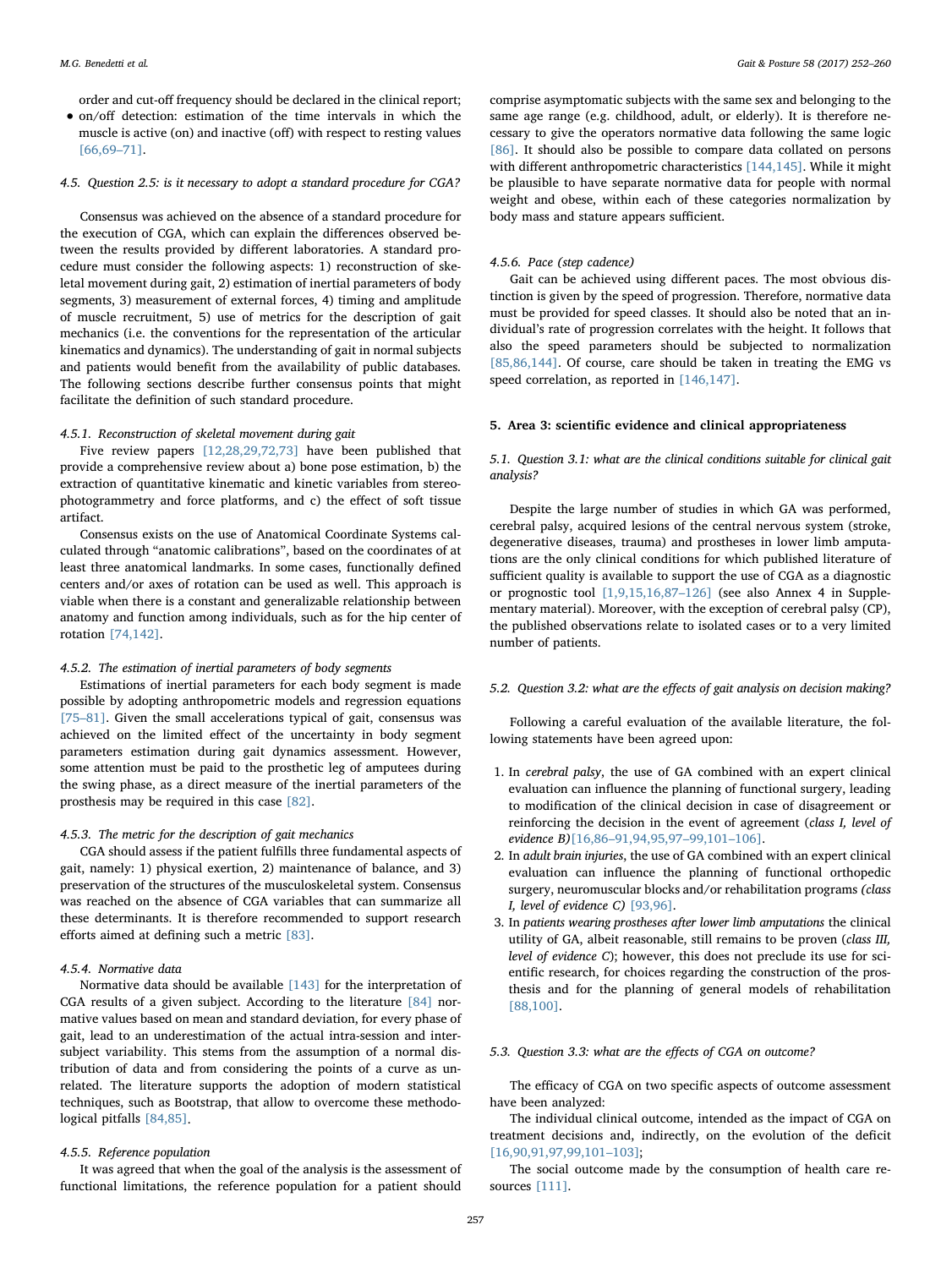order and cut-off frequency should be declared in the clinical report;

- on/off detection: estimation of the time intervals in which the muscle is active (on) and inactive (off) with respect to resting values [66,69–71].

### 4.5. Question 2.5: is it necessary to adopt a standard procedure for CGA?

Consensus was achieved on the absence of a standard procedure for the execution of CGA, which can explain the differences observed between the results provided by different laboratories. A standard procedure must consider the following aspects: 1) reconstruction of skeletal movement during gait, 2) estimation of inertial parameters of body segments, 3) measurement of external forces, 4) timing and amplitude of muscle recruitment, 5) use of metrics for the description of gait mechanics (i.e. the conventions for the representation of the articular kinematics and dynamics). The understanding of gait in normal subjects and patients would benefit from the availability of public databases. The following sections describe further consensus points that might facilitate the definition of such standard procedure.

#### 4.5.1. Reconstruction of skeletal movement during gait

Five review papers [12,28,29,72,73] have been published that provide a comprehensive review about a) bone pose estimation, b) the extraction of quantitative kinematic and kinetic variables from stereophotogrammetry and force platforms, and c) the effect of soft tissue artifact.

Consensus exists on the use of Anatomical Coordinate Systems calculated through "anatomic calibrations", based on the coordinates of at least three anatomical landmarks. In some cases, functionally defined centers and/or axes of rotation can be used as well. This approach is viable when there is a constant and generalizable relationship between anatomy and function among individuals, such as for the hip center of rotation [74,142].

#### 4.5.2. The estimation of inertial parameters of body segments

Estimations of inertial parameters for each body segment is made possible by adopting anthropometric models and regression equations [75–81]. Given the small accelerations typical of gait, consensus was achieved on the limited effect of the uncertainty in body segment parameters estimation during gait dynamics assessment. However, some attention must be paid to the prosthetic leg of amputees during the swing phase, as a direct measure of the inertial parameters of the prosthesis may be required in this case [82].

#### 4.5.3. The metric for the description of gait mechanics

CGA should assess if the patient fulfills three fundamental aspects of gait, namely: 1) physical exertion, 2) maintenance of balance, and 3) preservation of the structures of the musculoskeletal system. Consensus was reached on the absence of CGA variables that can summarize all these determinants. It is therefore recommended to support research efforts aimed at defining such a metric [83].

#### 4.5.4. Normative data

Normative data should be available [143] for the interpretation of CGA results of a given subject. According to the literature [84] normative values based on mean and standard deviation, for every phase of gait, lead to an underestimation of the actual intra-session and inter-subject variability. This stems from the assumption of a normal distribution of data and from considering the points of a curve as unrelated. The literature supports the adoption of modern statistical techniques, such as Bootstrap, that allow to overcome these methodological pitfalls [84,85].

#### 4.5.5. Reference population

It was agreed that when the goal of the analysis is the assessment of functional limitations, the reference population for a patient should comprise asymptomatic subjects with the same sex and belonging to the same age range (e.g. childhood, adult, or elderly). It is therefore necessary to give the operators normative data following the same logic [86]. It should also be possible to compare data collated on persons with different anthropometric characteristics [144,145]. While it might be plausible to have separate normative data for people with normal weight and obese, within each of these categories normalization by body mass and stature appears sufficient.

#### 4.5.6. Pace (step cadence)

Gait can be achieved using different paces. The most obvious distinction is given by the speed of progression. Therefore, normative data must be provided for speed classes. It should also be noted that an individual's rate of progression correlates with the height. It follows that also the speed parameters should be subjected to normalization [85,86,144]. Of course, care should be taken in treating the EMG vs speed correlation, as reported in [146,147].

## 5. Area 3: scientific evidence and clinical appropriateness

### 5.1. Question 3.1: what are the clinical conditions suitable for clinical gait analysis?

Despite the large number of studies in which GA was performed, cerebral palsy, acquired lesions of the central nervous system (stroke, degenerative diseases, trauma) and prostheses in lower limb amputations are the only clinical conditions for which published literature of sufficient quality is available to support the use of CGA as a diagnostic or prognostic tool [1,9,15,16,87–126] (see also Annex 4 in Supplementary material). Moreover, with the exception of cerebral palsy (CP), the published observations relate to isolated cases or to a very limited number of patients.

### 5.2. Question 3.2: what are the effects of gait analysis on decision making?

Following a careful evaluation of the available literature, the following statements have been agreed upon:

1. In *cerebral palsy*, the use of GA combined with an expert clinical evaluation can influence the planning of functional surgery, leading to modification of the clinical decision in case of disagreement or reinforcing the decision in the event of agreement (*class I, level of evidence B)*[16,86–91,94,95,97–99,101–106].
2. In *adult brain injuries*, the use of GA combined with an expert clinical evaluation can influence the planning of functional orthopedic surgery, neuromuscular blocks and/or rehabilitation programs *(class I, level of evidence C)* [93,96].
3. In *patients wearing prostheses after lower limb amputations* the clinical utility of GA, albeit reasonable, still remains to be proven (*class III, level of evidence C*); however, this does not preclude its use for scientific research, for choices regarding the construction of the prosthesis and for the planning of general models of rehabilitation [88,100].

### 5.3. Question 3.3: what are the effects of CGA on outcome?

The efficacy of CGA on two specific aspects of outcome assessment have been analyzed:

The individual clinical outcome, intended as the impact of CGA on treatment decisions and, indirectly, on the evolution of the deficit [16,90,91,97,99,101–103];

The social outcome made by the consumption of health care resources [111].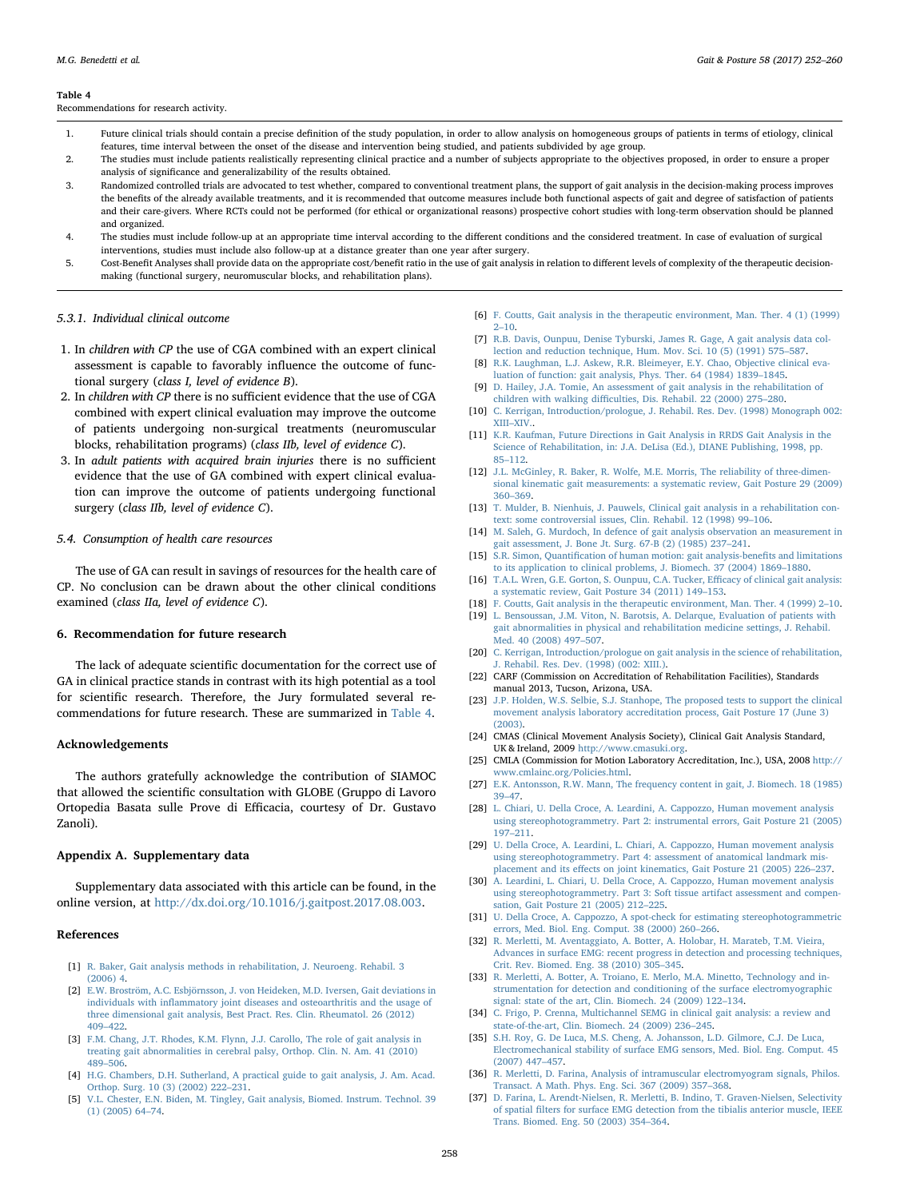**Table 4**
Recommendations for research activity.

| | |
|---|---|
| 1. | Future clinical trials should contain a precise definition of the study population, in order to allow analysis on homogeneous groups of patients in terms of etiology, clinical features, time interval between the onset of the disease and intervention being studied, and patients subdivided by age group. |
| 2. | The studies must include patients realistically representing clinical practice and a number of subjects appropriate to the objectives proposed, in order to ensure a proper analysis of significance and generalizability of the results obtained. |
| 3. | Randomized controlled trials are advocated to test whether, compared to conventional treatment plans, the support of gait analysis in the decision-making process improves the benefits of the already available treatments, and it is recommended that outcome measures include both functional aspects of gait and degree of satisfaction of patients and their care-givers. Where RCTs could not be performed (for ethical or organizational reasons) prospective cohort studies with long-term observation should be planned and organized. |
| 4. | The studies must include follow-up at an appropriate time interval according to the different conditions and the considered treatment. In case of evaluation of surgical interventions, studies must include also follow-up at a distance greater than one year after surgery. |
| 5. | Cost-Benefit Analyses shall provide data on the appropriate cost/benefit ratio in the use of gait analysis in relation to different levels of complexity of the therapeutic decision-making (functional surgery, neuromuscular blocks, and rehabilitation plans). |

### 5.3.1. Individual clinical outcome

1. In *children with CP* the use of CGA combined with an expert clinical assessment is capable to favorably influence the outcome of functional surgery (*class I, level of evidence B*).
2. In *children with CP* there is no sufficient evidence that the use of CGA combined with expert clinical evaluation may improve the outcome of patients undergoing non-surgical treatments (neuromuscular blocks, rehabilitation programs) (*class IIb, level of evidence C*).
3. In *adult patients with acquired brain injuries* there is no sufficient evidence that the use of GA combined with expert clinical evaluation can improve the outcome of patients undergoing functional surgery (*class IIb, level of evidence C*).

### 5.4. Consumption of health care resources

The use of GA can result in savings of resources for the health care of CP. No conclusion can be drawn about the other clinical conditions examined (*class IIa, level of evidence C*).

## 6. Recommendation for future research

The lack of adequate scientific documentation for the correct use of GA in clinical practice stands in contrast with its high potential as a tool for scientific research. Therefore, the Jury formulated several recommendations for future research. These are summarized in Table 4.

## Acknowledgements

The authors gratefully acknowledge the contribution of SIAMOC that allowed the scientific consultation with GLOBE (Gruppo di Lavoro Ortopedia Basata sulle Prove di Efficacia, courtesy of Dr. Gustavo Zanoli).

## Appendix A. Supplementary data

Supplementary data associated with this article can be found, in the online version, at http://dx.doi.org/10.1016/j.gaitpost.2017.08.003.

## References

[1] R. Baker, Gait analysis methods in rehabilitation, J. Neuroeng. Rehabil. 3 (2006) 4.
[2] E.W. Broström, A.C. Esbjörnsson, J. von Heideken, M.D. Iversen, Gait deviations in individuals with inflammatory joint diseases and osteoarthritis and the usage of three dimensional gait analysis, Best Pract. Res. Clin. Rheumatol. 26 (2012) 409–422.
[3] F.M. Chang, J.T. Rhodes, K.M. Flynn, J.J. Carollo, The role of gait analysis in treating gait abnormalities in cerebral palsy, Orthop. Clin. N. Am. 41 (2010) 489–506.
[4] H.G. Chambers, D.H. Sutherland, A practical guide to gait analysis, J. Am. Acad. Orthop. Surg. 10 (3) (2002) 222–231.
[5] V.L. Chester, E.N. Biden, M. Tingley, Gait analysis, Biomed. Instrum. Technol. 39 (1) (2005) 64–74.
[6] F. Coutts, Gait analysis in the therapeutic environment, Man. Ther. 4 (1) (1999) 2–10.
[7] R.B. Davis, Ounpuu, Denise Tyburski, James R. Gage, A gait analysis data collection and reduction technique, Hum. Mov. Sci. 10 (5) (1991) 575–587.
[8] R.K. Laughman, L.J. Askew, R.R. Bleimeyer, E.Y. Chao, Objective clinical evaluation of function: gait analysis, Phys. Ther. 64 (1984) 1839–1845.
[9] D. Hailey, J.A. Tomie, An assessment of gait analysis in the rehabilitation of children with walking difficulties, Dis. Rehabil. 22 (2000) 275–280.
[10] C. Kerrigan, Introduction/prologue, J. Rehabil. Res. Dev. (1998) Monograph 002: XIII–XIV..
[11] K.R. Kaufman, Future Directions in Gait Analysis in RRDS Gait Analysis in the Science of Rehabilitation, in: J.A. DeLisa (Ed.), DIANE Publishing, 1998, pp. 85–112.
[12] J.L. McGinley, R. Baker, R. Wolfe, M.E. Morris, The reliability of three-dimensional kinematic gait measurements: a systematic review, Gait Posture 29 (2009) 360–369.
[13] T. Mulder, B. Nienhuis, J. Pauwels, Clinical gait analysis in a rehabilitation context: some controversial issues, Clin. Rehabil. 12 (1998) 99–106.
[14] M. Saleh, G. Murdoch, In defence of gait analysis observation an measurement in gait assessment, J. Bone Jt. Surg. 67-B (2) (1985) 237–241.
[15] S.R. Simon, Quantification of human motion: gait analysis-benefits and limitations to its application to clinical problems, J. Biomech. 37 (2004) 1869–1880.
[16] T.A.L. Wren, G.E. Gorton, S. Ounpuu, C.A. Tucker, Efficacy of clinical gait analysis: a systematic review, Gait Posture 34 (2011) 149–153.
[18] F. Coutts, Gait analysis in the therapeutic environment, Man. Ther. 4 (1999) 2–10.
[19] L. Bensoussan, J.M. Viton, N. Barotsis, A. Delarque, Evaluation of patients with gait abnormalities in physical and rehabilitation medicine settings, J. Rehabil. Med. 40 (2008) 497–507.
[20] C. Kerrigan, Introduction/prologue on gait analysis in the science of rehabilitation, J. Rehabil. Res. Dev. (1998) (002: XIII.).
[22] CARF (Commission on Accreditation of Rehabilitation Facilities), Standards manual 2013, Tucson, Arizona, USA.
[23] J.P. Holden, W.S. Selbie, S.J. Stanhope, The proposed tests to support the clinical movement analysis laboratory accreditation process, Gait Posture 17 (June 3) (2003).
[24] CMAS (Clinical Movement Analysis Society), Clinical Gait Analysis Standard, UK & Ireland, 2009 http://www.cmasuki.org.
[25] CMLA (Commission for Motion Laboratory Accreditation, Inc.), USA, 2008 http://www.cmlainc.org/Policies.html.
[27] E.K. Antonsson, R.W. Mann, The frequency content in gait, J. Biomech. 18 (1985) 39–47.
[28] L. Chiari, U. Della Croce, A. Leardini, A. Cappozzo, Human movement analysis using stereophotogrammetry. Part 2: instrumental errors, Gait Posture 21 (2005) 197–211.
[29] U. Della Croce, A. Leardini, L. Chiari, A. Cappozzo, Human movement analysis using stereophotogrammetry. Part 4: assessment of anatomical landmark misplacement and its effects on joint kinematics, Gait Posture 21 (2005) 226–237.
[30] A. Leardini, L. Chiari, U. Della Croce, A. Cappozzo, Human movement analysis using stereophotogrammetry. Part 3: Soft tissue artifact assessment and compensation, Gait Posture 21 (2005) 212–225.
[31] U. Della Croce, A. Cappozzo, A spot-check for estimating stereophotogrammetric errors, Med. Biol. Eng. Comput. 38 (2000) 260–266.
[32] R. Merletti, M. Aventaggiato, A. Botter, A. Holobar, H. Marateb, T.M. Vieira, Advances in surface EMG: recent progress in detection and processing techniques, Crit. Rev. Biomed. Eng. 38 (2010) 305–345.
[33] R. Merletti, A. Botter, A. Troiano, E. Merlo, M.A. Minetto, Technology and instrumentation for detection and conditioning of the surface electromyographic signal: state of the art, Clin. Biomech. 24 (2009) 122–134.
[34] C. Frigo, P. Crenna, Multichannel SEMG in clinical gait analysis: a review and state-of-the-art, Clin. Biomech. 24 (2009) 236–245.
[35] S.H. Roy, G. De Luca, M.S. Cheng, A. Johansson, L.D. Gilmore, C.J. De Luca, Electromechanical stability of surface EMG sensors, Med. Biol. Eng. Comput. 45 (2007) 447–457.
[36] R. Merletti, D. Farina, Analysis of intramuscular electromyogram signals, Philos. Transact. A Math. Phys. Eng. Sci. 367 (2009) 357–368.
[37] D. Farina, L. Arendt-Nielsen, R. Merletti, B. Indino, T. Graven-Nielsen, Selectivity of spatial filters for surface EMG detection from the tibialis anterior muscle, IEEE Trans. Biomed. Eng. 50 (2003) 354–364.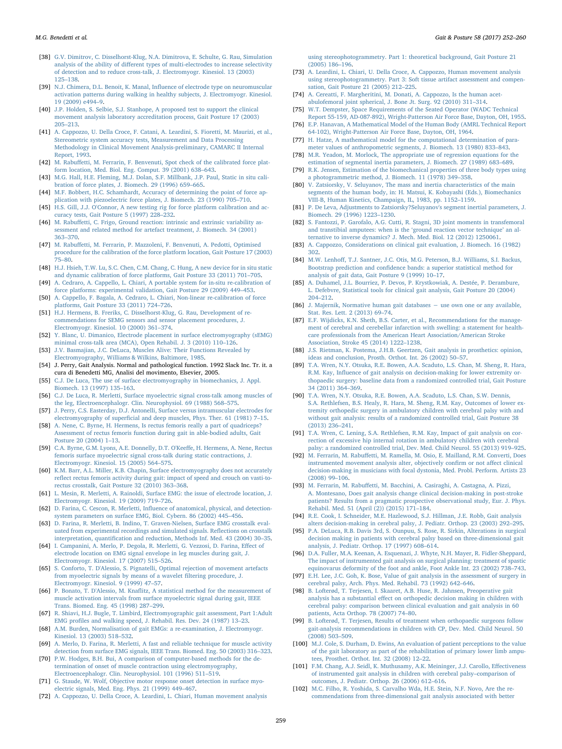[38] G.V. Dimitrov, C. Disselhorst-Klug, N.A. Dimitrova, E. Schulte, G. Rau, Simulation analysis of the ability of different types of multi-electrodes to increase selectivity of detection and to reduce cross-talk, J. Electromyogr. Kinesiol. 13 (2003) 125–138.

[39] N.J. Chimera, D.L. Benoit, K. Manal, Influence of electrode type on neuromuscular activation patterns during walking in healthy subjects, J. Electromyogr. Kinesiol. 19 (2009) e494–9.

[40] J.P. Holden, S. Selbie, S.J. Stanhope, A proposed test to support the clinical movement analysis laboratory accreditation process, Gait Posture 17 (2003) 205–213.

[41] A. Cappozzo, U. Della Croce, F. Catani, A. Leardini, S. Fioretti, M. Maurizi, et al., Stereometric system accuracy tests, Measurement and Data Processing Methodology in Clinical Movement Analysis-preliminary, CAMARC II Internal Report, 1993.

[42] M. Rabuffetti, M. Ferrarin, F. Benvenuti, Spot check of the calibrated force platform location, Med. Biol. Eng. Comput. 39 (2001) 638–643.

[43] M.G. Hall, H.E. Fleming, M.J. Dolan, S.F. Millbank, J.P. Paul, Static in situ calibration of force plates, J. Biomech. 29 (1996) 659–665.

[44] M.F. Bobbert, H.C. Schamhardt, Accuracy of determining the point of force application with piezoelectric force plates, J. Biomech. 23 (1990) 705–710.

[45] H.S. Gill, J.J. O'Connor, A new testing rig for force platform calibration and accuracy tests, Gait Posture 5 (1997) 228–232.

[46] M. Rabuffetti, C. Frigo, Ground reaction: intrinsic and extrinsic variability assessment and related method for artefact treatment, J. Biomech. 34 (2001) 363–370.

[47] M. Rabuffetti, M. Ferrarin, P. Mazzoleni, F. Benvenuti, A. Pedotti, Optimised procedure for the calibration of the force platform location, Gait Posture 17 (2003) 75–80.

[48] H.J. Hsieh, T.W. Lu, S.C. Chen, C.M. Chang, C. Hung, A new device for in situ static and dynamic calibration of force platforms, Gait Posture 33 (2011) 701–705.

[49] A. Cedraro, A. Cappello, L. Chiari, A portable system for in-situ re-calibration of force platforms: experimental validation, Gait Posture 29 (2009) 449–453.

[50] A. Cappello, F. Bagala, A. Cedraro, L. Chiari, Non-linear re-calibration of force platforms, Gait Posture 33 (2011) 724–726.

[51] H.J. Hermens, B. Freriks, C. Disselhorst-Klug, G. Rau, Development of recommendations for SEMG sensors and sensor placement procedures, J. Electromyogr. Kinesiol. 10 (2000) 361–374.

[52] Y. Blanc, U. Dimanico, Electrode placement in surface electromyography (sEMG) minimal cross-talk area (MCA), Open Rehabil. J. 3 (2010) 110–126.

[53] J.V. Basmajian, J.C. DeLuca, Muscles Alive: Their Functions Revealed by Electromyography, Williams & Wilkins, Baltimore, 1985.

[54] J. Perry, Gait Analysis. Normal and pathological function. 1992 Slack Inc. Tr. it. a cura di Benedetti MG, Analisi del movimento, Elsevier, 2005.

[55] C.J. De Luca, The use of surface electromyography in biomechanics, J. Appl. Biomech. 13 (1997) 135–163.

[56] C.J. De Luca, R. Merletti, Surface myoelectric signal cross-talk among muscles of the leg, Electroencephalogr. Clin. Neurophysiol. 69 (1988) 568–575.

[57] J. Perry, C.S. Easterday, D.J. Antonelli, Surface versus intramuscular electrodes for electromyography of superficial and deep muscles, Phys. Ther. 61 (1981) 7–15.

[58] A. Nene, C. Byrne, H. Hermens, Is rectus femoris really a part of quadriceps? Assessment of rectus femoris function during gait in able-bodied adults, Gait Posture 20 (2004) 1–13.

[59] C.A. Byrne, G.M. Lyons, A.E. Donnelly, D.T. O'Keeffe, H. Hermens, A. Nene, Rectus femoris surface myoelectric signal cross-talk during static contractions, J. Electromyogr. Kinesiol. 15 (2005) 564–575.

[60] K.M. Barr, A.L. Miller, K.B. Chapin, Surface electromyography does not accurately reflect rectus femoris activity during gait: impact of speed and crouch on vasti-to-rectus crosstalk, Gait Posture 32 (2010) 363–368.

[61] L. Mesin, R. Merletti, A. Rainoldi, Surface EMG: the issue of electrode location, J. Electromyogr. Kinesiol. 19 (2009) 719–726.

[62] D. Farina, C. Cescon, R. Merletti, Influence of anatomical, physical, and detection-system parameters on surface EMG, Biol. Cybern. 86 (2002) 445–456.

[63] D. Farina, R. Merletti, B. Indino, T. Graven-Nielsen, Surface EMG crosstalk evaluated from experimental recordings and simulated signals. Reflections on crosstalk interpretation, quantification and reduction, Methods Inf. Med. 43 (2004) 30–35.

[64] I. Campanini, A. Merlo, P. Degola, R. Merletti, G. Vezzosi, D. Farina, Effect of electrode location on EMG signal envelope in leg muscles during gait, J. Electromyogr. Kinesiol. 17 (2007) 515–526.

[65] S. Conforto, T. D'Alessio, S. Pignatelli, Optimal rejection of movement artefacts from myoelectric signals by means of a wavelet filtering procedure, J. Electromyogr. Kinesiol. 9 (1999) 47–57.

[66] P. Bonato, T. D'Alessio, M. Knaflitz, A statistical method for the measurement of muscle activation intervals from surface myoelectric signal during gait, IEEE Trans. Biomed. Eng. 45 (1998) 287–299.

[67] R. Shiavi, H.J. Bugle, T. Limbird, Electromyographic gait assessment, Part 1:Adult EMG profiles and walking speed, J. Rehabil. Res. Dev. 24 (1987) 13–23.

[68] A.M. Burden, Normalisation of gait EMGs: a re-examination, J. Electromyogr. Kinesiol. 13 (2003) 518–532.

[69] A. Merlo, D. Farina, R. Merletti, A fast and reliable technique for muscle activity detection from surface EMG signals, IEEE Trans. Biomed. Eng. 50 (2003) 316–323.

[70] P.W. Hodges, B.H. Bui, A comparison of computer-based methods for the determination of onset of muscle contraction using electromyography, Electroencephalogr. Clin. Neurophysiol. 101 (1996) 511–519.

[71] G. Staude, W. Wolf, Objective motor response onset detection in surface myoelectric signals, Med. Eng. Phys. 21 (1999) 449–467.

[72] A. Cappozzo, U. Della Croce, A. Leardini, L. Chiari, Human movement analysis using stereophotogrammetry. Part 1: theoretical background, Gait Posture 21 (2005) 186–196.

[73] A. Leardini, L. Chiari, U. Della Croce, A. Cappozzo, Human movement analysis using stereophotogrammetry. Part 3: Soft tissue artifact assessment and compensation, Gait Posture 21 (2005) 212–225.

[74] A. Cereatti, F. Margheritini, M. Donati, A. Cappozzo, Is the human acetabulofemoral joint spherical, J. Bone Jt. Surg. 92 (2010) 311–314.

[75] W.T. Dempster, Space Requirements of the Seated Operator (WADC Technical Report 55-159, AD-087-892), Wright-Patterson Air Force Base, Dayton, OH, 1955.

[76] E.P. Hanavan, A Mathematical Model of the Human Body (AMRL Technical Report 64-102), Wright-Patterson Air Force Base, Dayton, OH, 1964.

[77] H. Hatze, A mathematical model for the computational determination of parameter values of anthropometric segments, J. Biomech. 13 (1980) 833–843.

[78] M.R. Yeadon, M. Morlock, The appropriate use of regression equations for the estimation of segmental inertia parameters, J. Biomech. 27 (1989) 683–689.

[79] R.K. Jensen, Estimation of the biomechanical properties of three body types using a photogrammetric method, J. Biomech. 11 (1978) 349–358.

[80] V. Zatsiorsky, V. Seluyanov, The mass and inertia characteristics of the main segments of the human body, in: H. Matsui, K. Kobayashi (Eds.), Biomechanics VIII-B, Human Kinetics, Champaign, IL, 1983, pp. 1152–1159.

[81] P. De Leva, Adjustments to Zatsiorsky?Seluyanov's segment inertial parameters, J. Biomech. 29 (1996) 1223–1230.

[82] S. Fantozzi, P. Garofalo, A.G. Cutti, R. Stagni, 3D joint moments in transfemoral and transtibial amputees: when is the 'ground reaction vector technique' an alternative to inverse dynamics? J. Mech. Med. Biol. 12 (2012) 1250061.

[83] A. Cappozzo, Considerations on clinical gait evaluation, J. Biomech. 16 (1982) 302.

[84] M.W. Lenhoff, T.J. Santner, J.C. Otis, M.G. Peterson, B.J. Williams, S.I. Backus, Bootstrap prediction and confidence bands: a superior statistical method for analysis of gait data, Gait Posture 9 (1999) 10–17.

[85] A. Duhamel, J.L. Bourriez, P. Devos, P. Krystkowiak, A. Destée, P. Derambure, L. Defebvre, Statistical tools for clinical gait analysis, Gait Posture 20 (2004) 204–212.

[86] J. Majernik, Normative human gait databases − use own one or any available, Stat. Res. Lett. 2 (2013) 69–74.

[87] E.F. Wijdicks, K.N. Sheth, B.S. Carter, et al., Recommendations for the management of cerebral and cerebellar infarction with swelling: a statement for healthcare professionals from the American Heart Association/American Stroke Association, Stroke 45 (2014) 1222–1238.

[88] J.S. Rietman, K. Postema, J.H.B. Geertzen, Gait analysis in prosthetics: opinion, ideas and conclusion, Prosth. Orthot. Int. 26 (2002) 50–57.

[89] T.A. Wren, N.Y. Otsuka, R.E. Bowen, A.A. Scaduto, L.S. Chan, M. Sheng, R. Hara, R.M. Kay, Influence of gait analysis on decision-making for lower extremity orthopaedic surgery: baseline data from a randomized controlled trial, Gait Posture 34 (2011) 364–369.

[90] T.A. Wren, N.Y. Otsuka, R.E. Bowen, A.A. Scaduto, L.S. Chan, S.W. Dennis, S.A. Rethlefsen, B.S. Healy, R. Hara, M. Sheng, R.M. Kay, Outcomes of lower extremity orthopedic surgery in ambulatory children with cerebral palsy with and without gait analysis: results of a randomized controlled trial, Gait Posture 38 (2013) 236–241.

[91] T.A. Wren, C. Lening, S.A. Rethlefsen, R.M. Kay, Impact of gait analysis on correction of excessive hip internal rotation in ambulatory children with cerebral palsy: a randomized controlled trial, Dev. Med. Child Neurol. 55 (2013) 919–925.

[92] M. Ferrarin, M. Rabuffetti, M. Ramella, M. Osio, E. Mailland, R.M. Converti, Does instrumented movement analysis alter, objectively confirm or not affect clinical decision-making in musicians with focal dystonia, Med. Probl. Perform. Artists 23 (2008) 99–106.

[93] M. Ferrarin, M. Rabuffetti, M. Bacchini, A. Casiraghi, A. Castagna, A. Pizzi, A. Montesano, Does gait analysis change clinical decision-making in post-stroke patients? Results from a pragmatic prospective observational study, Eur. J. Phys. Rehabil. Med. 51 (April (2)) (2015) 171–184.

[94] R.E. Cook, I. Schneider, M.E. Hazlewood, S.J. Hillman, J.E. Robb, Gait analysis alters decision-making in cerebral palsy, J. Pediatr. Orthop. 23 (2003) 292–295.

[95] P.A. DeLuca, R.B. Davis 3rd, S. Ounpuu, S. Rose, R. Sirkin, Alterations in surgical decision making in patients with cerebral palsy based on three-dimensional gait analysis, J. Pediatr. Orthop. 17 (1997) 608–614.

[96] D.A. Fuller, M.A. Keenan, A. Esquenazi, J. Whyte, N.H. Mayer, R. Fidler-Sheppard, The impact of instrumented gait analysis on surgical planning: treatment of spastic equinovarus deformity of the foot and ankle, Foot Ankle Int. 23 (2002) 738–743.

[97] E.H. Lee, J.C. Goh, K. Bose, Value of gait analysis in the assessment of surgery in cerebral palsy, Arch. Phys. Med. Rehabil. 73 (1992) 642–646.

[98] B. Lofterød, T. Terjesen, I. Skaaret, A.B. Huse, R. Jahnsen, Preoperative gait analysis has a substantial effect on orthopedic decision making in children with cerebral palsy: comparison between clinical evaluation and gait analysis in 60 patients, Acta Orthop. 78 (2007) 74–80.

[99] B. Lofterød, T. Terjesen, Results of treatment when orthopaedic surgeons follow gait-analysis recommendations in children with CP, Dev. Med. Child Neurol. 50 (2008) 503–509.

[100] M.J. Cole, S. Durham, D. Ewins, An evaluation of patient perceptions to the value of the gait laboratory as part of the rehabilitation of primary lower limb amputees, Prosthet. Orthot. Int. 32 (2008) 12–22.

[101] F.M. Chang, A.J. Seidl, K. Muthusamy, A.K. Meininger, J.J. Carollo, Effectiveness of instrumented gait analysis in children with cerebral palsy–comparison of outcomes, J. Pediatr. Orthop. 26 (2006) 612–616.

[102] M.C. Filho, R. Yoshida, S. Carvalho Wda, H.E. Stein, N.F. Novo, Are the recommendations from three-dimensional gait analysis associated with better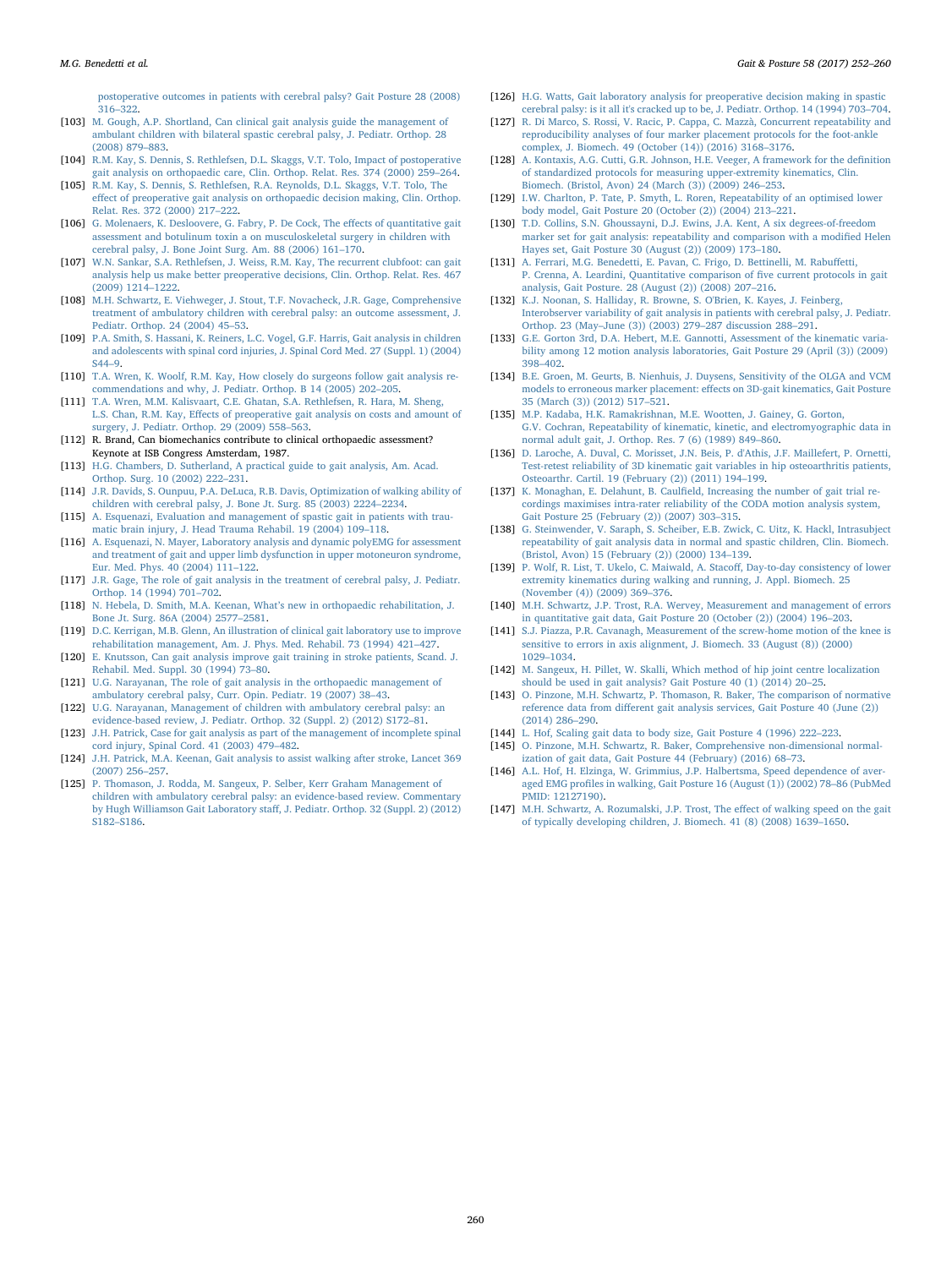postoperative outcomes in patients with cerebral palsy? Gait Posture 28 (2008) 316–322.

[103] M. Gough, A.P. Shortland, Can clinical gait analysis guide the management of ambulant children with bilateral spastic cerebral palsy, J. Pediatr. Orthop. 28 (2008) 879–883.

[104] R.M. Kay, S. Dennis, S. Rethlefsen, D.L. Skaggs, V.T. Tolo, Impact of postoperative gait analysis on orthopaedic care, Clin. Orthop. Relat. Res. 374 (2000) 259–264.

[105] R.M. Kay, S. Dennis, S. Rethlefsen, R.A. Reynolds, D.L. Skaggs, V.T. Tolo, The effect of preoperative gait analysis on orthopaedic decision making, Clin. Orthop. Relat. Res. 372 (2000) 217–222.

[106] G. Molenaers, K. Desloovere, G. Fabry, P. De Cock, The effects of quantitative gait assessment and botulinum toxin a on musculoskeletal surgery in children with cerebral palsy, J. Bone Joint Surg. Am. 88 (2006) 161–170.

[107] W.N. Sankar, S.A. Rethlefsen, J. Weiss, R.M. Kay, The recurrent clubfoot: can gait analysis help us make better preoperative decisions, Clin. Orthop. Relat. Res. 467 (2009) 1214–1222.

[108] M.H. Schwartz, E. Viehweger, J. Stout, T.F. Novacheck, J.R. Gage, Comprehensive treatment of ambulatory children with cerebral palsy: an outcome assessment, J. Pediatr. Orthop. 24 (2004) 45–53.

[109] P.A. Smith, S. Hassani, K. Reiners, L.C. Vogel, G.F. Harris, Gait analysis in children and adolescents with spinal cord injuries, J. Spinal Cord Med. 27 (Suppl. 1) (2004) S44–9.

[110] T.A. Wren, K. Woolf, R.M. Kay, How closely do surgeons follow gait analysis recommendations and why, J. Pediatr. Orthop. B 14 (2005) 202–205.

[111] T.A. Wren, M.M. Kalisvaart, C.E. Ghatan, S.A. Rethlefsen, R. Hara, M. Sheng, L.S. Chan, R.M. Kay, Effects of preoperative gait analysis on costs and amount of surgery, J. Pediatr. Orthop. 29 (2009) 558–563.

[112] R. Brand, Can biomechanics contribute to clinical orthopaedic assessment? Keynote at ISB Congress Amsterdam, 1987.

[113] H.G. Chambers, D. Sutherland, A practical guide to gait analysis, Am. Acad. Orthop. Surg. 10 (2002) 222–231.

[114] J.R. Davids, S. Ounpuu, P.A. DeLuca, R.B. Davis, Optimization of walking ability of children with cerebral palsy, J. Bone Jt. Surg. 85 (2003) 2224–2234.

[115] A. Esquenazi, Evaluation and management of spastic gait in patients with traumatic brain injury, J. Head Trauma Rehabil. 19 (2004) 109–118.

[116] A. Esquenazi, N. Mayer, Laboratory analysis and dynamic polyEMG for assessment and treatment of gait and upper limb dysfunction in upper motoneuron syndrome, Eur. Med. Phys. 40 (2004) 111–122.

[117] J.R. Gage, The role of gait analysis in the treatment of cerebral palsy, J. Pediatr. Orthop. 14 (1994) 701–702.

[118] N. Hebela, D. Smith, M.A. Keenan, What's new in orthopaedic rehabilitation, J. Bone Jt. Surg. 86A (2004) 2577–2581.

[119] D.C. Kerrigan, M.B. Glenn, An illustration of clinical gait laboratory use to improve rehabilitation management, Am. J. Phys. Med. Rehabil. 73 (1994) 421–427.

[120] E. Knutsson, Can gait analysis improve gait training in stroke patients, Scand. J. Rehabil. Med. Suppl. 30 (1994) 73–80.

[121] U.G. Narayanan, The role of gait analysis in the orthopaedic management of ambulatory cerebral palsy, Curr. Opin. Pediatr. 19 (2007) 38–43.

[122] U.G. Narayanan, Management of children with ambulatory cerebral palsy: an evidence-based review, J. Pediatr. Orthop. 32 (Suppl. 2) (2012) S172–81.

[123] J.H. Patrick, Case for gait analysis as part of the management of incomplete spinal cord injury, Spinal Cord. 41 (2003) 479–482.

[124] J.H. Patrick, M.A. Keenan, Gait analysis to assist walking after stroke, Lancet 369 (2007) 256–257.

[125] P. Thomason, J. Rodda, M. Sangeux, P. Selber, Kerr Graham Management of children with ambulatory cerebral palsy: an evidence-based review. Commentary by Hugh Williamson Gait Laboratory staff, J. Pediatr. Orthop. 32 (Suppl. 2) (2012) S182–S186.

[126] H.G. Watts, Gait laboratory analysis for preoperative decision making in spastic cerebral palsy: is it all it's cracked up to be, J. Pediatr. Orthop. 14 (1994) 703–704.

[127] R. Di Marco, S. Rossi, V. Racic, P. Cappa, C. Mazzà, Concurrent repeatability and reproducibility analyses of four marker placement protocols for the foot-ankle complex, J. Biomech. 49 (October (14)) (2016) 3168–3176.

[128] A. Kontaxis, A.G. Cutti, G.R. Johnson, H.E. Veeger, A framework for the definition of standardized protocols for measuring upper-extremity kinematics, Clin. Biomech. (Bristol, Avon) 24 (March (3)) (2009) 246–253.

[129] I.W. Charlton, P. Tate, P. Smyth, L. Roren, Repeatability of an optimised lower body model, Gait Posture 20 (October (2)) (2004) 213–221.

[130] T.D. Collins, S.N. Ghoussayni, D.J. Ewins, J.A. Kent, A six degrees-of-freedom marker set for gait analysis: repeatability and comparison with a modified Helen Hayes set, Gait Posture 30 (August (2)) (2009) 173–180.

[131] A. Ferrari, M.G. Benedetti, E. Pavan, C. Frigo, D. Bettinelli, M. Rabuffetti, P. Crenna, A. Leardini, Quantitative comparison of five current protocols in gait analysis, Gait Posture. 28 (August (2)) (2008) 207–216.

[132] K.J. Noonan, S. Halliday, R. Browne, S. O'Brien, K. Kayes, J. Feinberg, Interobserver variability of gait analysis in patients with cerebral palsy, J. Pediatr. Orthop. 23 (May–June (3)) (2003) 279–287 discussion 288–291.

[133] G.E. Gorton 3rd, D.A. Hebert, M.E. Gannotti, Assessment of the kinematic variability among 12 motion analysis laboratories, Gait Posture 29 (April (3)) (2009) 398–402.

[134] B.E. Groen, M. Geurts, B. Nienhuis, J. Duysens, Sensitivity of the OLGA and VCM models to erroneous marker placement: effects on 3D-gait kinematics, Gait Posture 35 (March (3)) (2012) 517–521.

[135] M.P. Kadaba, H.K. Ramakrishnan, M.E. Wootten, J. Gainey, G. Gorton, G.V. Cochran, Repeatability of kinematic, kinetic, and electromyographic data in normal adult gait, J. Orthop. Res. 7 (6) (1989) 849–860.

[136] D. Laroche, A. Duval, C. Morisset, J.N. Beis, P. d'Athis, J.F. Maillefert, P. Ornetti, Test-retest reliability of 3D kinematic gait variables in hip osteoarthritis patients, Osteoarthr. Cartil. 19 (February (2)) (2011) 194–199.

[137] K. Monaghan, E. Delahunt, B. Caulfield, Increasing the number of gait trial recordings maximises intra-rater reliability of the CODA motion analysis system, Gait Posture 25 (February (2)) (2007) 303–315.

[138] G. Steinwender, V. Saraph, S. Scheiber, E.B. Zwick, C. Uitz, K. Hackl, Intrasubject repeatability of gait analysis data in normal and spastic children, Clin. Biomech. (Bristol, Avon) 15 (February (2)) (2000) 134–139.

[139] P. Wolf, R. List, T. Ukelo, C. Maiwald, A. Stacoff, Day-to-day consistency of lower extremity kinematics during walking and running, J. Appl. Biomech. 25 (November (4)) (2009) 369–376.

[140] M.H. Schwartz, J.P. Trost, R.A. Wervey, Measurement and management of errors in quantitative gait data, Gait Posture 20 (October (2)) (2004) 196–203.

[141] S.J. Piazza, P.R. Cavanagh, Measurement of the screw-home motion of the knee is sensitive to errors in axis alignment, J. Biomech. 33 (August (8)) (2000) 1029–1034.

[142] M. Sangeux, H. Pillet, W. Skalli, Which method of hip joint centre localization should be used in gait analysis? Gait Posture 40 (1) (2014) 20–25.

[143] O. Pinzone, M.H. Schwartz, P. Thomason, R. Baker, The comparison of normative reference data from different gait analysis services, Gait Posture 40 (June (2)) (2014) 286–290.

[144] L. Hof, Scaling gait data to body size, Gait Posture 4 (1996) 222–223.

[145] O. Pinzone, M.H. Schwartz, R. Baker, Comprehensive non-dimensional normalization of gait data, Gait Posture 44 (February) (2016) 68–73.

[146] A.L. Hof, H. Elzinga, W. Grimmius, J.P. Halbertsma, Speed dependence of averaged EMG profiles in walking, Gait Posture 16 (August (1)) (2002) 78–86 (PubMed PMID: 12127190).

[147] M.H. Schwartz, A. Rozumalski, J.P. Trost, The effect of walking speed on the gait of typically developing children, J. Biomech. 41 (8) (2008) 1639–1650.